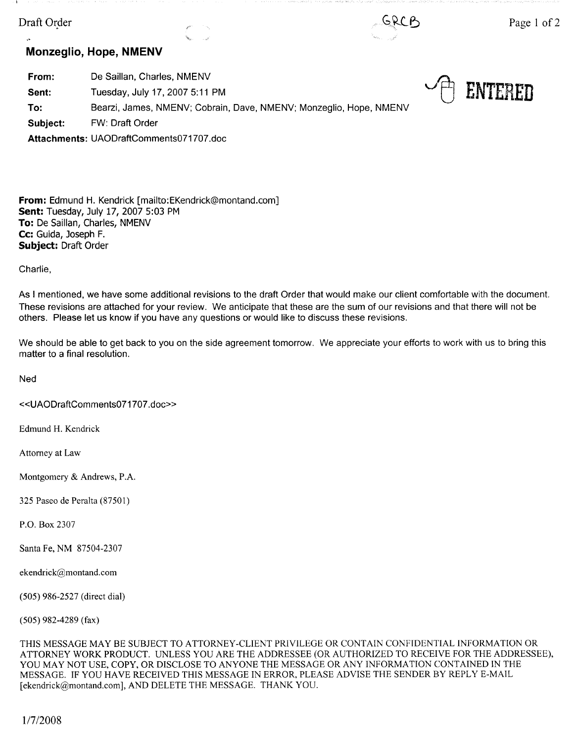GRCB

ENTERED

## Monzeglio, Hope, NMENV

| | |
|---|---|
| **From:** | De Saillan, Charles, NMENV |
| **Sent:** | Tuesday, July 17, 2007 5:11 PM |
| **To:** | Bearzi, James, NMENV; Cobrain, Dave, NMENV; Monzeglio, Hope, NMENV |
| **Subject:** | FW: Draft Order |
| **Attachments:** | UAODraftComments071707.doc |

**From:** Edmund H. Kendrick [mailto:EKendrick@montand.com]
**Sent:** Tuesday, July 17, 2007 5:03 PM
**To:** De Saillan, Charles, NMENV
**Cc:** Guida, Joseph F.
**Subject:** Draft Order

Charlie,

As I mentioned, we have some additional revisions to the draft Order that would make our client comfortable with the document. These revisions are attached for your review. We anticipate that these are the sum of our revisions and that there will not be others. Please let us know if you have any questions or would like to discuss these revisions.

We should be able to get back to you on the side agreement tomorrow. We appreciate your efforts to work with us to bring this matter to a final resolution.

Ned

<<UAODraftComments071707.doc>>

Edmund H. Kendrick

Attorney at Law

Montgomery & Andrews, P.A.

325 Paseo de Peralta (87501)

P.O. Box 2307

Santa Fe, NM 87504-2307

ekendrick@montand.com

(505) 986-2527 (direct dial)

(505) 982-4289 (fax)

THIS MESSAGE MAY BE SUBJECT TO ATTORNEY-CLIENT PRIVILEGE OR CONTAIN CONFIDENTIAL INFORMATION OR ATTORNEY WORK PRODUCT. UNLESS YOU ARE THE ADDRESSEE (OR AUTHORIZED TO RECEIVE FOR THE ADDRESSEE), YOU MAY NOT USE, COPY, OR DISCLOSE TO ANYONE THE MESSAGE OR ANY INFORMATION CONTAINED IN THE MESSAGE. IF YOU HAVE RECEIVED THIS MESSAGE IN ERROR, PLEASE ADVISE THE SENDER BY REPLY E-MAIL [ekendrick@montand.com], AND DELETE THE MESSAGE. THANK YOU.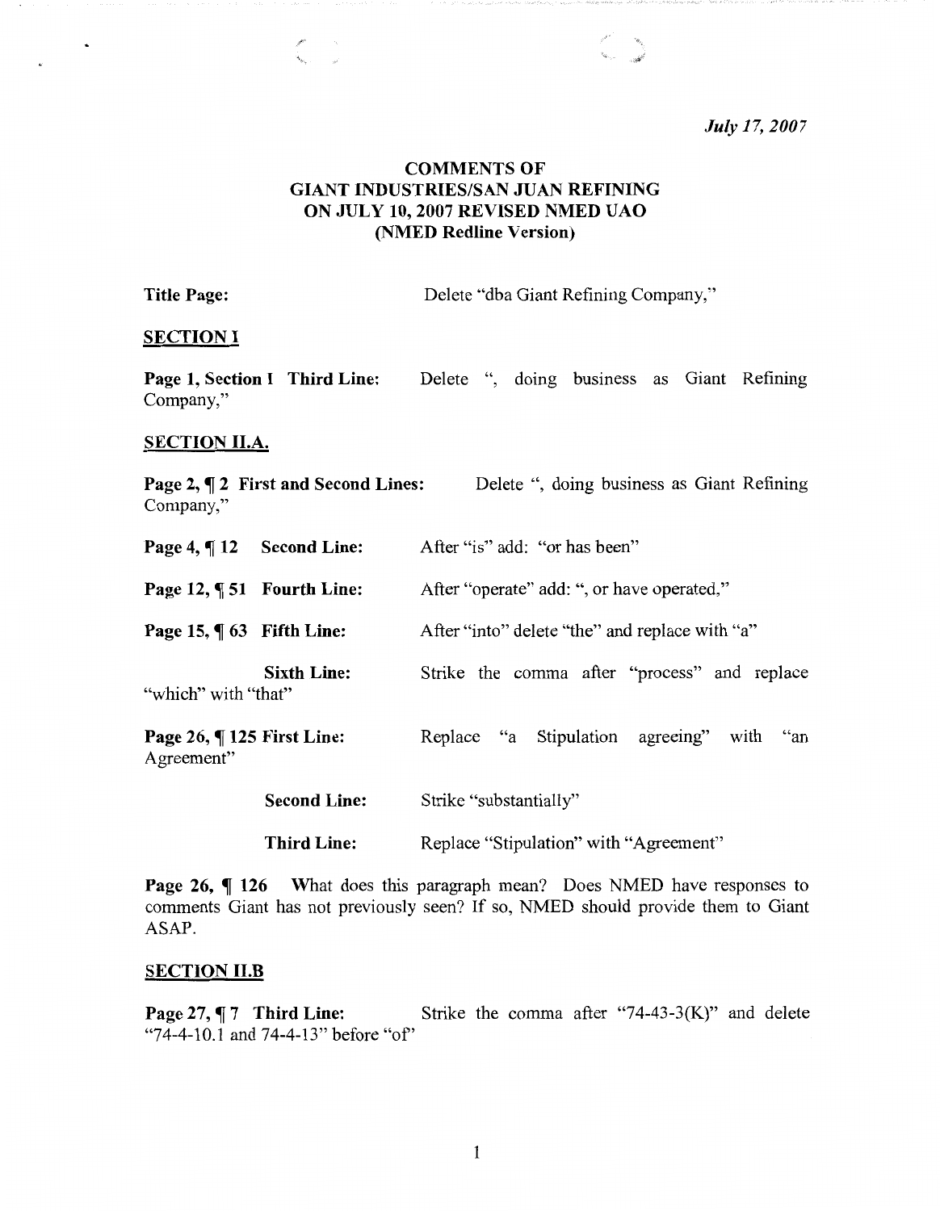*July 17, 2007*

**COMMENTS OF**
**GIANT INDUSTRIES/SAN JUAN REFINING**
**ON JULY 10, 2007 REVISED NMED UAO**
**(NMED Redline Version)**

**Title Page:** Delete "dba Giant Refining Company,"

**SECTION I**

**Page 1, Section I Third Line:** Delete ", doing business as Giant Refining Company,"

**SECTION II.A.**

**Page 2, ¶ 2 First and Second Lines:** Delete ", doing business as Giant Refining Company,"

**Page 4, ¶ 12 Second Line:** After "is" add: "or has been"

**Page 12, ¶ 51 Fourth Line:** After "operate" add: ", or have operated,"

**Page 15, ¶ 63 Fifth Line:** After "into" delete "the" and replace with "a"

**Sixth Line:** Strike the comma after "process" and replace "which" with "that"

**Page 26, ¶ 125 First Line:** Replace "a Stipulation agreeing" with "an Agreement"

**Second Line:** Strike "substantially"

**Third Line:** Replace "Stipulation" with "Agreement"

**Page 26, ¶ 126** What does this paragraph mean? Does NMED have responses to comments Giant has not previously seen? If so, NMED should provide them to Giant ASAP.

**SECTION II.B**

**Page 27, ¶ 7 Third Line:** Strike the comma after "74-43-3(K)" and delete "74-4-10.1 and 74-4-13" before "of"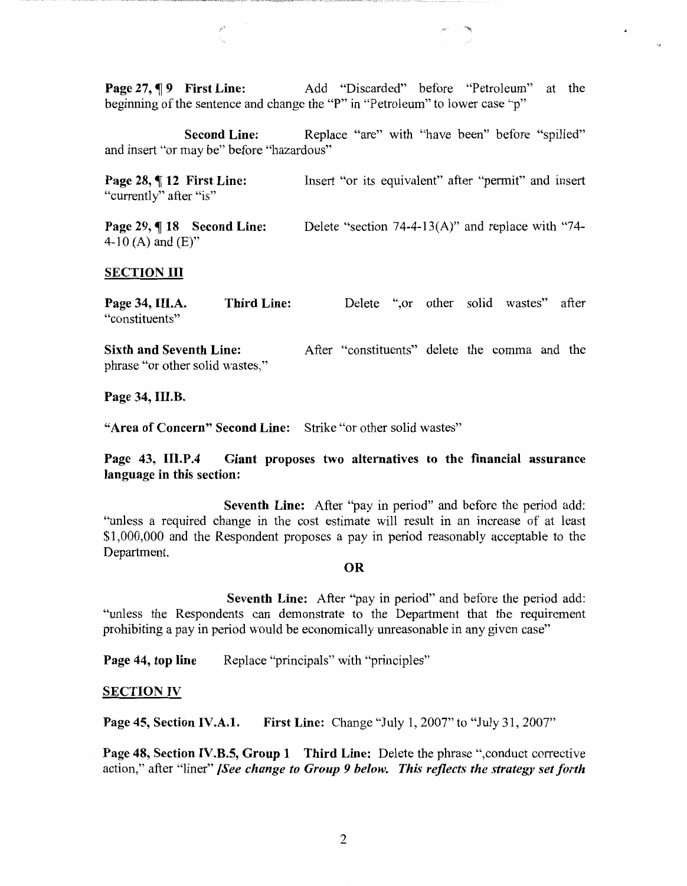**Page 27, ¶ 9 First Line:** Add "Discarded" before "Petroleum" at the beginning of the sentence and change the "P" in "Petroleum" to lower case "p"

**Second Line:** Replace "are" with "have been" before "spilled" and insert "or may be" before "hazardous"

**Page 28, ¶ 12 First Line:** Insert "or its equivalent" after "permit" and insert "currently" after "is"

**Page 29, ¶ 18 Second Line:** Delete "section 74-4-13(A)" and replace with "74-4-10 (A) and (E)"

## SECTION III

**Page 34, III.A. Third Line:** Delete ",or other solid wastes" after "constituents"

**Sixth and Seventh Line:** After "constituents" delete the comma and the phrase "or other solid wastes,"

**Page 34, III.B.**

**"Area of Concern" Second Line:** Strike "or other solid wastes"

**Page 43, III.P.4 Giant proposes two alternatives to the financial assurance language in this section:**

**Seventh Line:** After "pay in period" and before the period add: "unless a required change in the cost estimate will result in an increase of at least $1,000,000 and the Respondent proposes a pay in period reasonably acceptable to the Department.

**OR**

**Seventh Line:** After "pay in period" and before the period add: "unless the Respondents can demonstrate to the Department that the requirement prohibiting a pay in period would be economically unreasonable in any given case"

**Page 44, top line** Replace "principals" with "principles"

## SECTION IV

**Page 45, Section IV.A.1. First Line:** Change "July 1, 2007" to "July 31, 2007"

**Page 48, Section IV.B.5, Group 1 Third Line:** Delete the phrase ",conduct corrective action," after "liner" ***[See change to Group 9 below. This reflects the strategy set forth***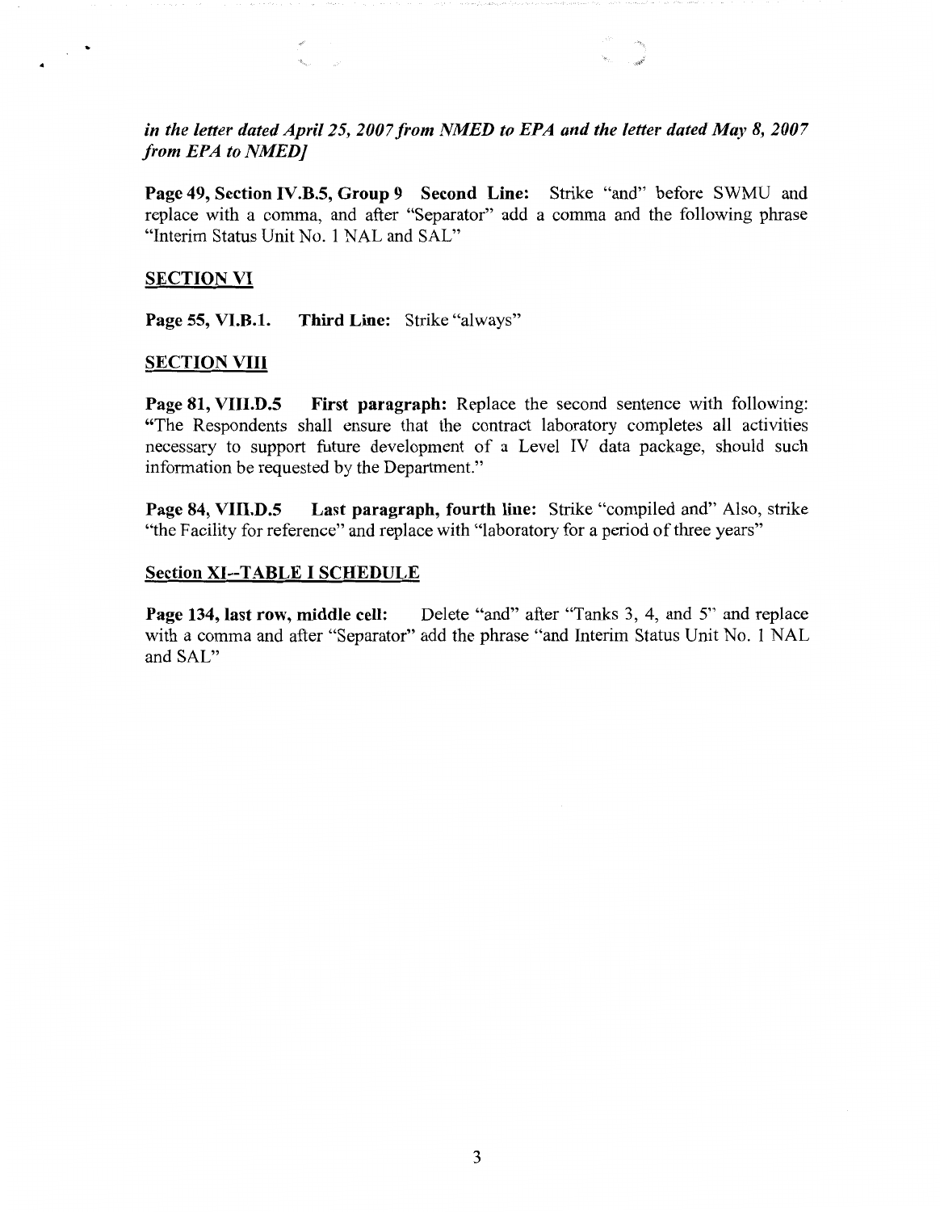*in the letter dated April 25, 2007 from NMED to EPA and the letter dated May 8, 2007 from EPA to NMED]*

**Page 49, Section IV.B.5, Group 9 Second Line:** Strike "and" before SWMU and replace with a comma, and after "Separator" add a comma and the following phrase "Interim Status Unit No. 1 NAL and SAL"

## SECTION VI

**Page 55, VI.B.1. Third Line:** Strike "always"

## SECTION VIII

**Page 81, VIII.D.5 First paragraph:** Replace the second sentence with following: "The Respondents shall ensure that the contract laboratory completes all activities necessary to support future development of a Level IV data package, should such information be requested by the Department."

**Page 84, VIII.D.5 Last paragraph, fourth line:** Strike "compiled and" Also, strike "the Facility for reference" and replace with "laboratory for a period of three years"

## Section XI--TABLE I SCHEDULE

**Page 134, last row, middle cell:** Delete "and" after "Tanks 3, 4, and 5" and replace with a comma and after "Separator" add the phrase "and Interim Status Unit No. 1 NAL and SAL"